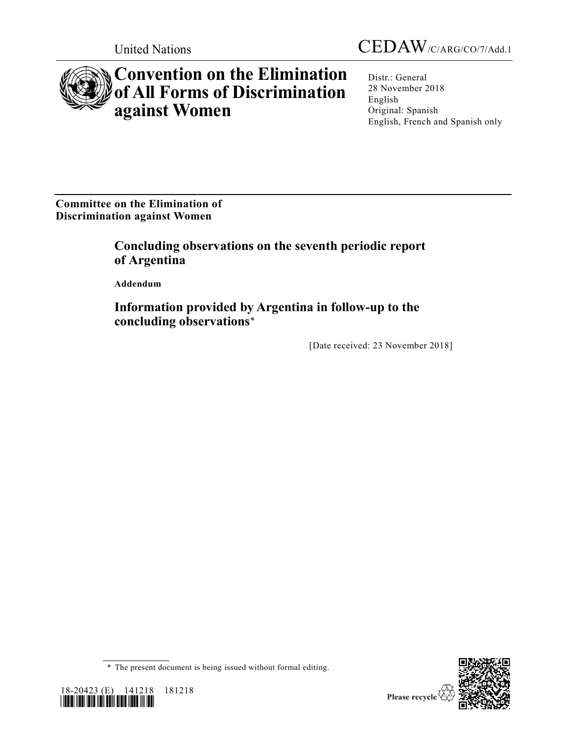United Nations

CEDAW/C/ARG/CO/7/Add.1

# Convention on the Elimination of All Forms of Discrimination against Women

Distr.: General
28 November 2018
English
Original: Spanish
English, French and Spanish only

**Committee on the Elimination of Discrimination against Women**

## Concluding observations on the seventh periodic report of Argentina

**Addendum**

## Information provided by Argentina in follow-up to the concluding observations*

[Date received: 23 November 2018]

* The present document is being issued without formal editing.

18-20423 (E) 141218 181218

Please recycle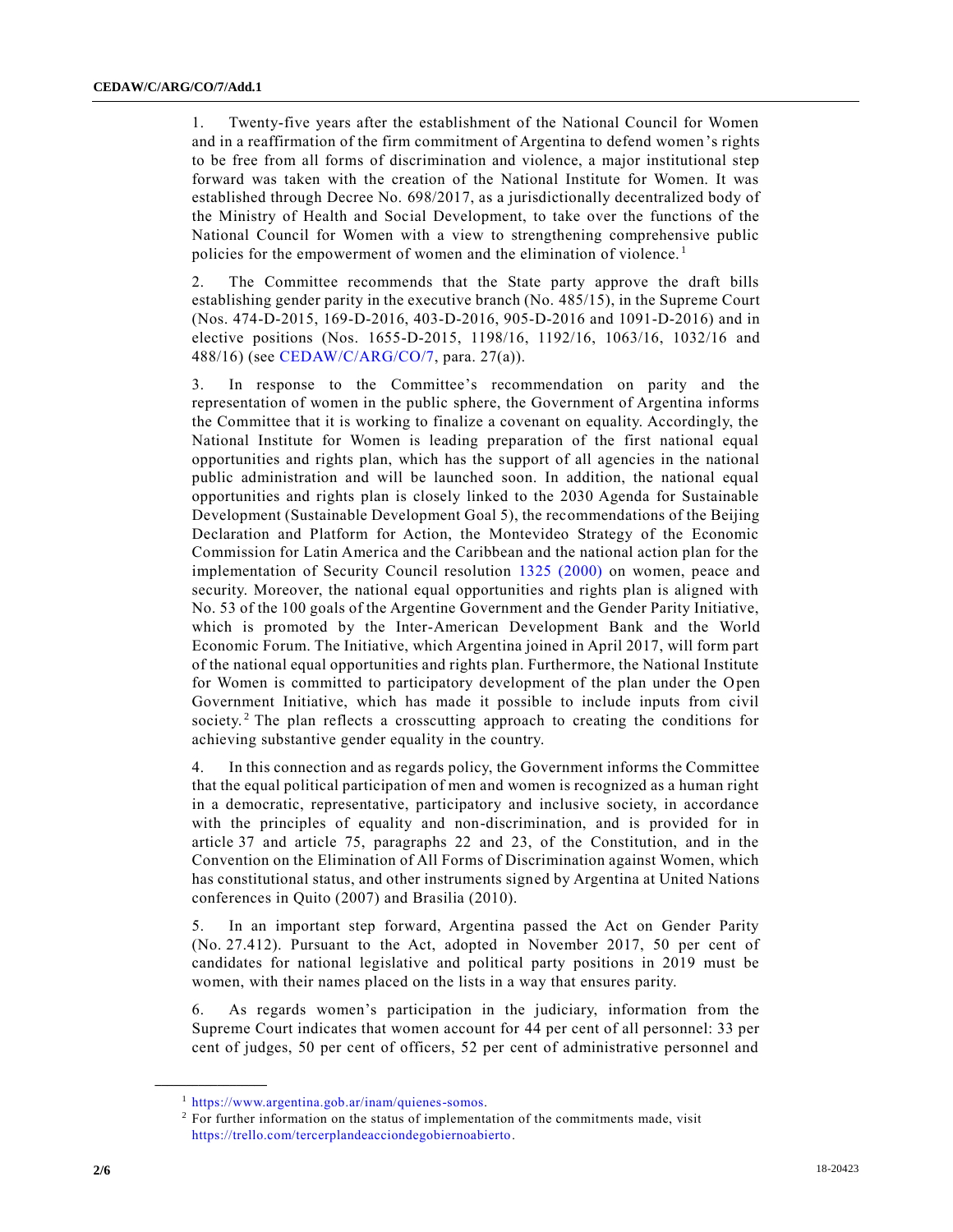1. Twenty-five years after the establishment of the National Council for Women and in a reaffirmation of the firm commitment of Argentina to defend women's rights to be free from all forms of discrimination and violence, a major institutional step forward was taken with the creation of the National Institute for Women. It was established through Decree No. 698/2017, as a jurisdictionally decentralized body of the Ministry of Health and Social Development, to take over the functions of the National Council for Women with a view to strengthening comprehensive public policies for the empowerment of women and the elimination of violence.[1]

2. The Committee recommends that the State party approve the draft bills establishing gender parity in the executive branch (No. 485/15), in the Supreme Court (Nos. 474-D-2015, 169-D-2016, 403-D-2016, 905-D-2016 and 1091-D-2016) and in elective positions (Nos. 1655-D-2015, 1198/16, 1192/16, 1063/16, 1032/16 and 488/16) (see CEDAW/C/ARG/CO/7, para. 27(a)).

3. In response to the Committee's recommendation on parity and the representation of women in the public sphere, the Government of Argentina informs the Committee that it is working to finalize a covenant on equality. Accordingly, the National Institute for Women is leading preparation of the first national equal opportunities and rights plan, which has the support of all agencies in the national public administration and will be launched soon. In addition, the national equal opportunities and rights plan is closely linked to the 2030 Agenda for Sustainable Development (Sustainable Development Goal 5), the recommendations of the Beijing Declaration and Platform for Action, the Montevideo Strategy of the Economic Commission for Latin America and the Caribbean and the national action plan for the implementation of Security Council resolution 1325 (2000) on women, peace and security. Moreover, the national equal opportunities and rights plan is aligned with No. 53 of the 100 goals of the Argentine Government and the Gender Parity Initiative, which is promoted by the Inter-American Development Bank and the World Economic Forum. The Initiative, which Argentina joined in April 2017, will form part of the national equal opportunities and rights plan. Furthermore, the National Institute for Women is committed to participatory development of the plan under the Open Government Initiative, which has made it possible to include inputs from civil society.[2] The plan reflects a crosscutting approach to creating the conditions for achieving substantive gender equality in the country.

4. In this connection and as regards policy, the Government informs the Committee that the equal political participation of men and women is recognized as a human right in a democratic, representative, participatory and inclusive society, in accordance with the principles of equality and non-discrimination, and is provided for in article 37 and article 75, paragraphs 22 and 23, of the Constitution, and in the Convention on the Elimination of All Forms of Discrimination against Women, which has constitutional status, and other instruments signed by Argentina at United Nations conferences in Quito (2007) and Brasilia (2010).

5. In an important step forward, Argentina passed the Act on Gender Parity (No. 27.412). Pursuant to the Act, adopted in November 2017, 50 per cent of candidates for national legislative and political party positions in 2019 must be women, with their names placed on the lists in a way that ensures parity.

6. As regards women's participation in the judiciary, information from the Supreme Court indicates that women account for 44 per cent of all personnel: 33 per cent of judges, 50 per cent of officers, 52 per cent of administrative personnel and

[1] https://www.argentina.gob.ar/inam/quienes-somos.

[2] For further information on the status of implementation of the commitments made, visit https://trello.com/tercerplandeacciondegobiernoabierto.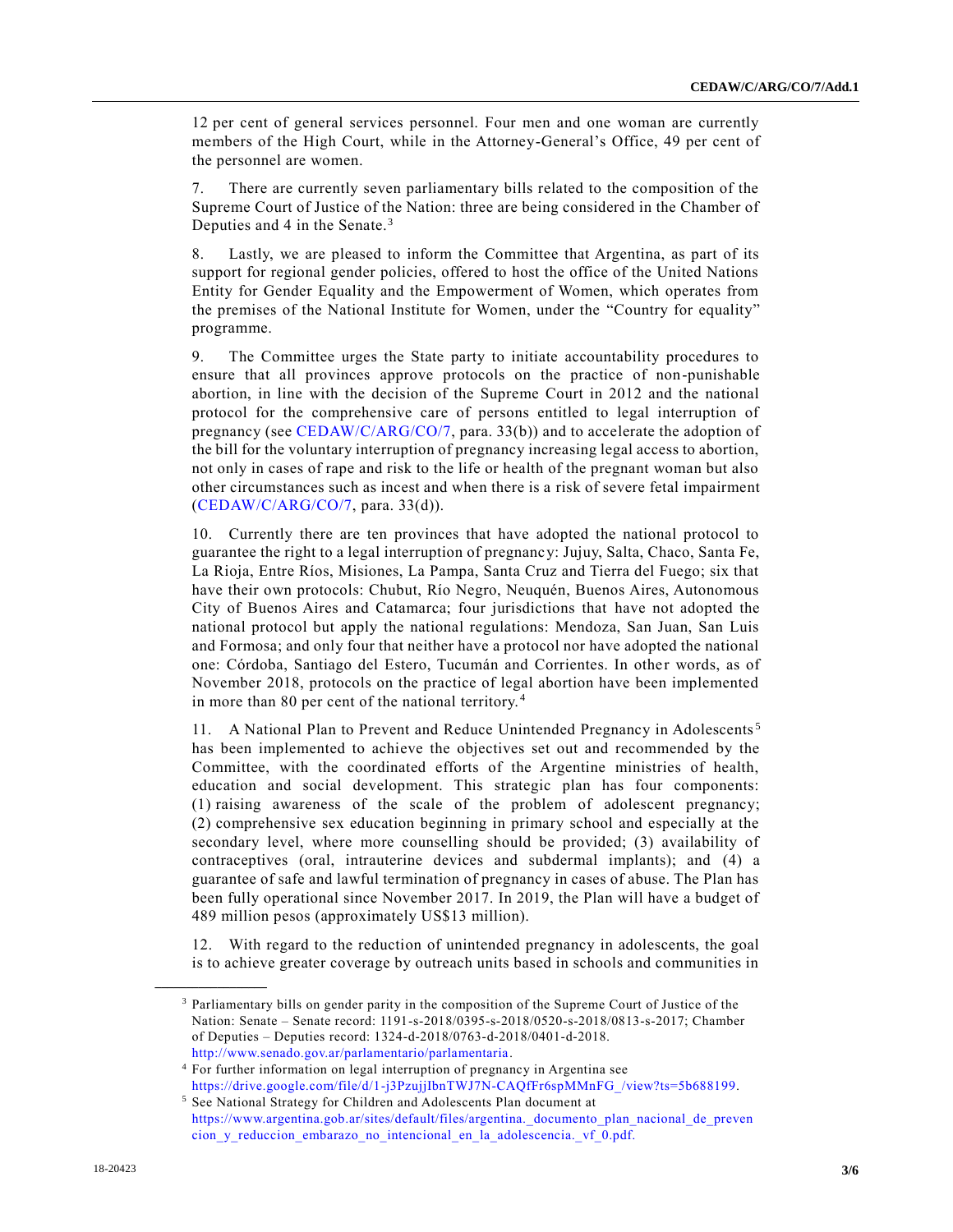12 per cent of general services personnel. Four men and one woman are currently members of the High Court, while in the Attorney-General's Office, 49 per cent of the personnel are women.

7. There are currently seven parliamentary bills related to the composition of the Supreme Court of Justice of the Nation: three are being considered in the Chamber of Deputies and 4 in the Senate.[3]

8. Lastly, we are pleased to inform the Committee that Argentina, as part of its support for regional gender policies, offered to host the office of the United Nations Entity for Gender Equality and the Empowerment of Women, which operates from the premises of the National Institute for Women, under the "Country for equality" programme.

9. The Committee urges the State party to initiate accountability procedures to ensure that all provinces approve protocols on the practice of non-punishable abortion, in line with the decision of the Supreme Court in 2012 and the national protocol for the comprehensive care of persons entitled to legal interruption of pregnancy (see CEDAW/C/ARG/CO/7, para. 33(b)) and to accelerate the adoption of the bill for the voluntary interruption of pregnancy increasing legal access to abortion, not only in cases of rape and risk to the life or health of the pregnant woman but also other circumstances such as incest and when there is a risk of severe fetal impairment (CEDAW/C/ARG/CO/7, para. 33(d)).

10. Currently there are ten provinces that have adopted the national protocol to guarantee the right to a legal interruption of pregnancy: Jujuy, Salta, Chaco, Santa Fe, La Rioja, Entre Ríos, Misiones, La Pampa, Santa Cruz and Tierra del Fuego; six that have their own protocols: Chubut, Río Negro, Neuquén, Buenos Aires, Autonomous City of Buenos Aires and Catamarca; four jurisdictions that have not adopted the national protocol but apply the national regulations: Mendoza, San Juan, San Luis and Formosa; and only four that neither have a protocol nor have adopted the national one: Córdoba, Santiago del Estero, Tucumán and Corrientes. In other words, as of November 2018, protocols on the practice of legal abortion have been implemented in more than 80 per cent of the national territory.[4]

11. A National Plan to Prevent and Reduce Unintended Pregnancy in Adolescents[5] has been implemented to achieve the objectives set out and recommended by the Committee, with the coordinated efforts of the Argentine ministries of health, education and social development. This strategic plan has four components: (1) raising awareness of the scale of the problem of adolescent pregnancy; (2) comprehensive sex education beginning in primary school and especially at the secondary level, where more counselling should be provided; (3) availability of contraceptives (oral, intrauterine devices and subdermal implants); and (4) a guarantee of safe and lawful termination of pregnancy in cases of abuse. The Plan has been fully operational since November 2017. In 2019, the Plan will have a budget of 489 million pesos (approximately US$13 million).

12. With regard to the reduction of unintended pregnancy in adolescents, the goal is to achieve greater coverage by outreach units based in schools and communities in

---

[3] Parliamentary bills on gender parity in the composition of the Supreme Court of Justice of the Nation: Senate – Senate record: 1191-s-2018/0395-s-2018/0520-s-2018/0813-s-2017; Chamber of Deputies – Deputies record: 1324-d-2018/0763-d-2018/0401-d-2018. http://www.senado.gov.ar/parlamentario/parlamentaria.

[4] For further information on legal interruption of pregnancy in Argentina see https://drive.google.com/file/d/1-j3PzujjIbnTWJ7N-CAQfFr6spMMnFG_/view?ts=5b688199.

[5] See National Strategy for Children and Adolescents Plan document at https://www.argentina.gob.ar/sites/default/files/argentina._documento_plan_nacional_de_prevencion_y_reduccion_embarazo_no_intencional_en_la_adolescencia._vf_0.pdf.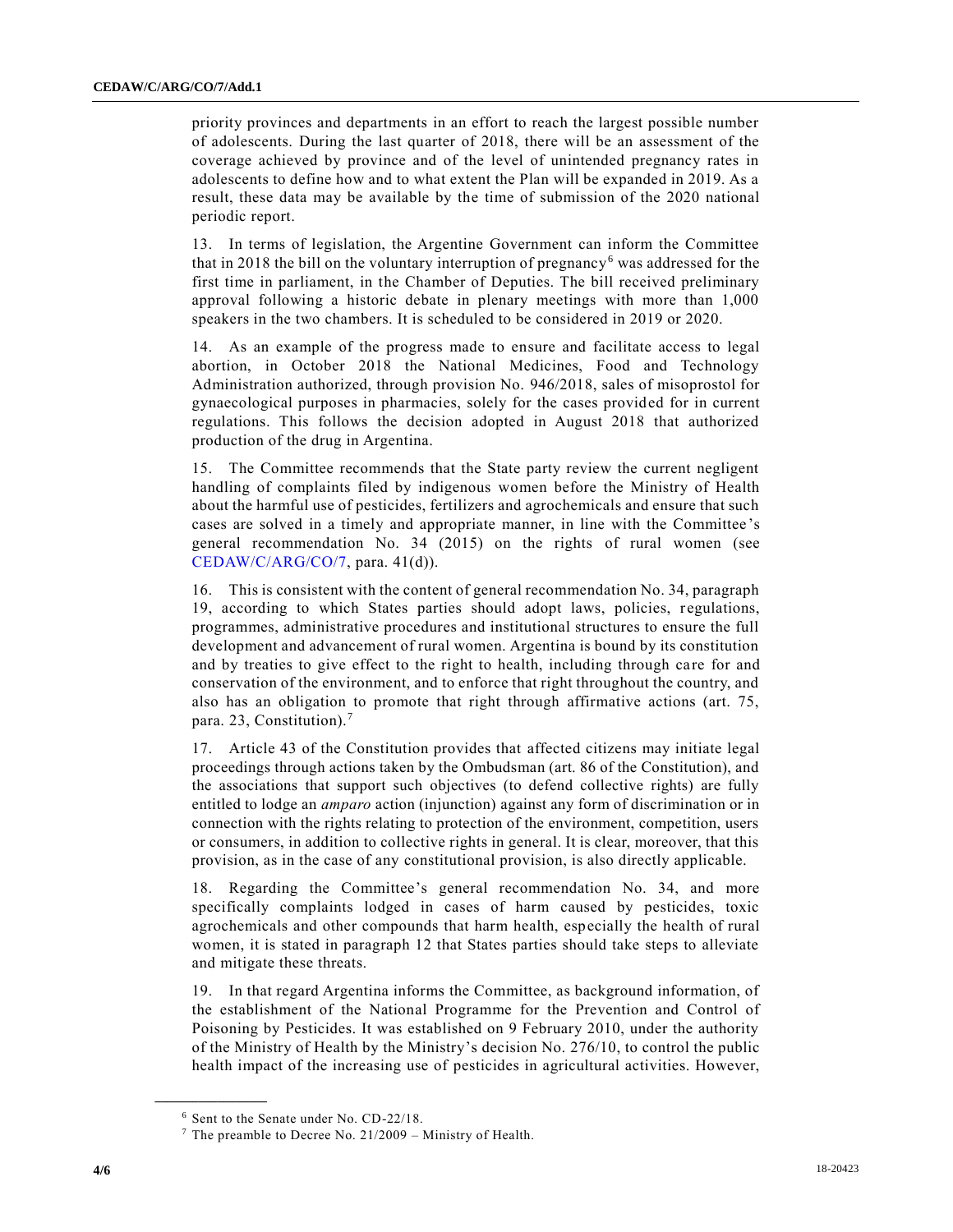priority provinces and departments in an effort to reach the largest possible number of adolescents. During the last quarter of 2018, there will be an assessment of the coverage achieved by province and of the level of unintended pregnancy rates in adolescents to define how and to what extent the Plan will be expanded in 2019. As a result, these data may be available by the time of submission of the 2020 national periodic report.

13. In terms of legislation, the Argentine Government can inform the Committee that in 2018 the bill on the voluntary interruption of pregnancy[6] was addressed for the first time in parliament, in the Chamber of Deputies. The bill received preliminary approval following a historic debate in plenary meetings with more than 1,000 speakers in the two chambers. It is scheduled to be considered in 2019 or 2020.

14. As an example of the progress made to ensure and facilitate access to legal abortion, in October 2018 the National Medicines, Food and Technology Administration authorized, through provision No. 946/2018, sales of misoprostol for gynaecological purposes in pharmacies, solely for the cases provided for in current regulations. This follows the decision adopted in August 2018 that authorized production of the drug in Argentina.

15. The Committee recommends that the State party review the current negligent handling of complaints filed by indigenous women before the Ministry of Health about the harmful use of pesticides, fertilizers and agrochemicals and ensure that such cases are solved in a timely and appropriate manner, in line with the Committee's general recommendation No. 34 (2015) on the rights of rural women (see CEDAW/C/ARG/CO/7, para. 41(d)).

16. This is consistent with the content of general recommendation No. 34, paragraph 19, according to which States parties should adopt laws, policies, regulations, programmes, administrative procedures and institutional structures to ensure the full development and advancement of rural women. Argentina is bound by its constitution and by treaties to give effect to the right to health, including through care for and conservation of the environment, and to enforce that right throughout the country, and also has an obligation to promote that right through affirmative actions (art. 75, para. 23, Constitution).[7]

17. Article 43 of the Constitution provides that affected citizens may initiate legal proceedings through actions taken by the Ombudsman (art. 86 of the Constitution), and the associations that support such objectives (to defend collective rights) are fully entitled to lodge an *amparo* action (injunction) against any form of discrimination or in connection with the rights relating to protection of the environment, competition, users or consumers, in addition to collective rights in general. It is clear, moreover, that this provision, as in the case of any constitutional provision, is also directly applicable.

18. Regarding the Committee's general recommendation No. 34, and more specifically complaints lodged in cases of harm caused by pesticides, toxic agrochemicals and other compounds that harm health, especially the health of rural women, it is stated in paragraph 12 that States parties should take steps to alleviate and mitigate these threats.

19. In that regard Argentina informs the Committee, as background information, of the establishment of the National Programme for the Prevention and Control of Poisoning by Pesticides. It was established on 9 February 2010, under the authority of the Ministry of Health by the Ministry's decision No. 276/10, to control the public health impact of the increasing use of pesticides in agricultural activities. However,

---

[6] Sent to the Senate under No. CD-22/18.

[7] The preamble to Decree No. 21/2009 – Ministry of Health.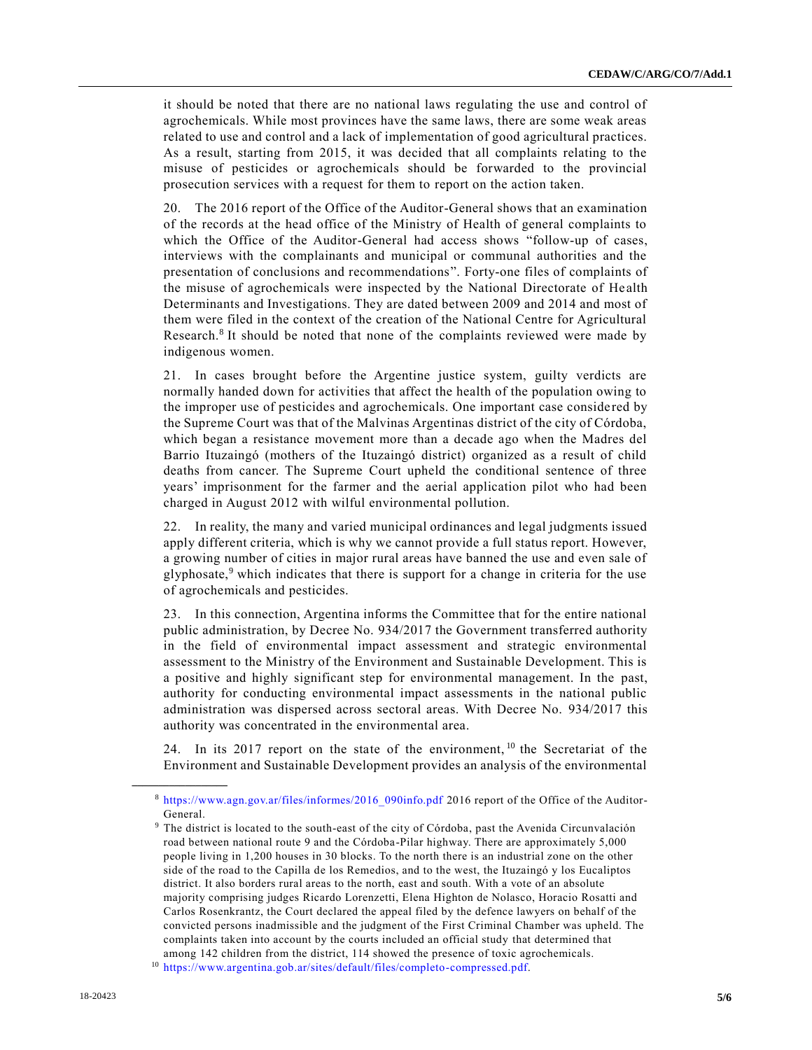it should be noted that there are no national laws regulating the use and control of agrochemicals. While most provinces have the same laws, there are some weak areas related to use and control and a lack of implementation of good agricultural practices. As a result, starting from 2015, it was decided that all complaints relating to the misuse of pesticides or agrochemicals should be forwarded to the provincial prosecution services with a request for them to report on the action taken.

20. The 2016 report of the Office of the Auditor-General shows that an examination of the records at the head office of the Ministry of Health of general complaints to which the Office of the Auditor-General had access shows "follow-up of cases, interviews with the complainants and municipal or communal authorities and the presentation of conclusions and recommendations". Forty-one files of complaints of the misuse of agrochemicals were inspected by the National Directorate of Health Determinants and Investigations. They are dated between 2009 and 2014 and most of them were filed in the context of the creation of the National Centre for Agricultural Research.[8] It should be noted that none of the complaints reviewed were made by indigenous women.

21. In cases brought before the Argentine justice system, guilty verdicts are normally handed down for activities that affect the health of the population owing to the improper use of pesticides and agrochemicals. One important case considered by the Supreme Court was that of the Malvinas Argentinas district of the city of Córdoba, which began a resistance movement more than a decade ago when the Madres del Barrio Ituzaingó (mothers of the Ituzaingó district) organized as a result of child deaths from cancer. The Supreme Court upheld the conditional sentence of three years' imprisonment for the farmer and the aerial application pilot who had been charged in August 2012 with wilful environmental pollution.

22. In reality, the many and varied municipal ordinances and legal judgments issued apply different criteria, which is why we cannot provide a full status report. However, a growing number of cities in major rural areas have banned the use and even sale of glyphosate,[9] which indicates that there is support for a change in criteria for the use of agrochemicals and pesticides.

23. In this connection, Argentina informs the Committee that for the entire national public administration, by Decree No. 934/2017 the Government transferred authority in the field of environmental impact assessment and strategic environmental assessment to the Ministry of the Environment and Sustainable Development. This is a positive and highly significant step for environmental management. In the past, authority for conducting environmental impact assessments in the national public administration was dispersed across sectoral areas. With Decree No. 934/2017 this authority was concentrated in the environmental area.

24. In its 2017 report on the state of the environment,[10] the Secretariat of the Environment and Sustainable Development provides an analysis of the environmental

---

[8] https://www.agn.gov.ar/files/informes/2016_090info.pdf 2016 report of the Office of the Auditor-General.

[9] The district is located to the south-east of the city of Córdoba, past the Avenida Circunvalación road between national route 9 and the Córdoba-Pilar highway. There are approximately 5,000 people living in 1,200 houses in 30 blocks. To the north there is an industrial zone on the other side of the road to the Capilla de los Remedios, and to the west, the Ituzaingó y los Eucaliptos district. It also borders rural areas to the north, east and south. With a vote of an absolute majority comprising judges Ricardo Lorenzetti, Elena Highton de Nolasco, Horacio Rosatti and Carlos Rosenkrantz, the Court declared the appeal filed by the defence lawyers on behalf of the convicted persons inadmissible and the judgment of the First Criminal Chamber was upheld. The complaints taken into account by the courts included an official study that determined that among 142 children from the district, 114 showed the presence of toxic agrochemicals.

[10] https://www.argentina.gob.ar/sites/default/files/completo-compressed.pdf.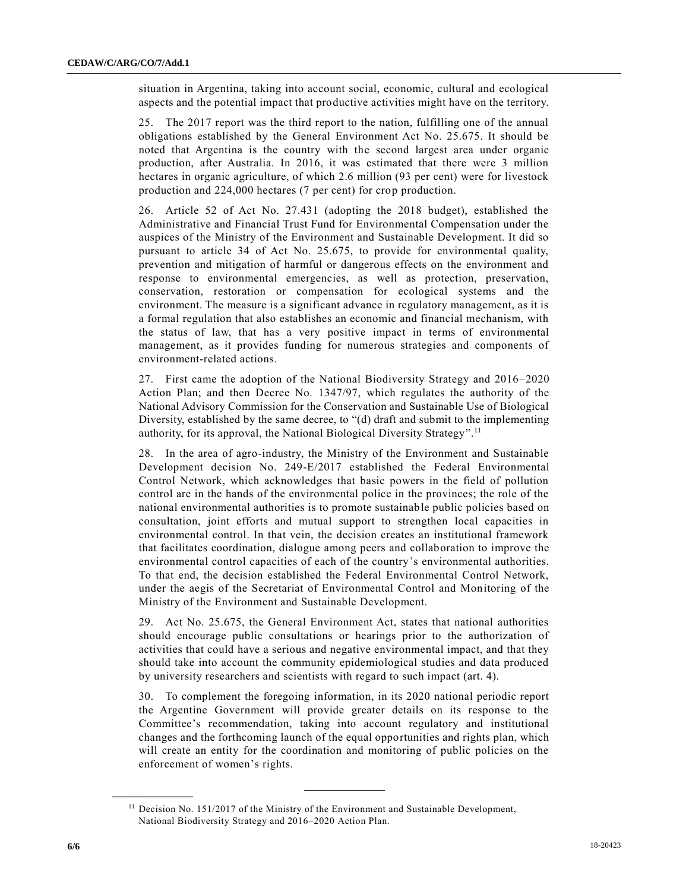situation in Argentina, taking into account social, economic, cultural and ecological aspects and the potential impact that productive activities might have on the territory.

25. The 2017 report was the third report to the nation, fulfilling one of the annual obligations established by the General Environment Act No. 25.675. It should be noted that Argentina is the country with the second largest area under organic production, after Australia. In 2016, it was estimated that there were 3 million hectares in organic agriculture, of which 2.6 million (93 per cent) were for livestock production and 224,000 hectares (7 per cent) for crop production.

26. Article 52 of Act No. 27.431 (adopting the 2018 budget), established the Administrative and Financial Trust Fund for Environmental Compensation under the auspices of the Ministry of the Environment and Sustainable Development. It did so pursuant to article 34 of Act No. 25.675, to provide for environmental quality, prevention and mitigation of harmful or dangerous effects on the environment and response to environmental emergencies, as well as protection, preservation, conservation, restoration or compensation for ecological systems and the environment. The measure is a significant advance in regulatory management, as it is a formal regulation that also establishes an economic and financial mechanism, with the status of law, that has a very positive impact in terms of environmental management, as it provides funding for numerous strategies and components of environment-related actions.

27. First came the adoption of the National Biodiversity Strategy and 2016–2020 Action Plan; and then Decree No. 1347/97, which regulates the authority of the National Advisory Commission for the Conservation and Sustainable Use of Biological Diversity, established by the same decree, to "(d) draft and submit to the implementing authority, for its approval, the National Biological Diversity Strategy".[11]

28. In the area of agro-industry, the Ministry of the Environment and Sustainable Development decision No. 249-E/2017 established the Federal Environmental Control Network, which acknowledges that basic powers in the field of pollution control are in the hands of the environmental police in the provinces; the role of the national environmental authorities is to promote sustainable public policies based on consultation, joint efforts and mutual support to strengthen local capacities in environmental control. In that vein, the decision creates an institutional framework that facilitates coordination, dialogue among peers and collaboration to improve the environmental control capacities of each of the country's environmental authorities. To that end, the decision established the Federal Environmental Control Network, under the aegis of the Secretariat of Environmental Control and Monitoring of the Ministry of the Environment and Sustainable Development.

29. Act No. 25.675, the General Environment Act, states that national authorities should encourage public consultations or hearings prior to the authorization of activities that could have a serious and negative environmental impact, and that they should take into account the community epidemiological studies and data produced by university researchers and scientists with regard to such impact (art. 4).

30. To complement the foregoing information, in its 2020 national periodic report the Argentine Government will provide greater details on its response to the Committee's recommendation, taking into account regulatory and institutional changes and the forthcoming launch of the equal opportunities and rights plan, which will create an entity for the coordination and monitoring of public policies on the enforcement of women's rights.

---

[11] Decision No. 151/2017 of the Ministry of the Environment and Sustainable Development, National Biodiversity Strategy and 2016–2020 Action Plan.